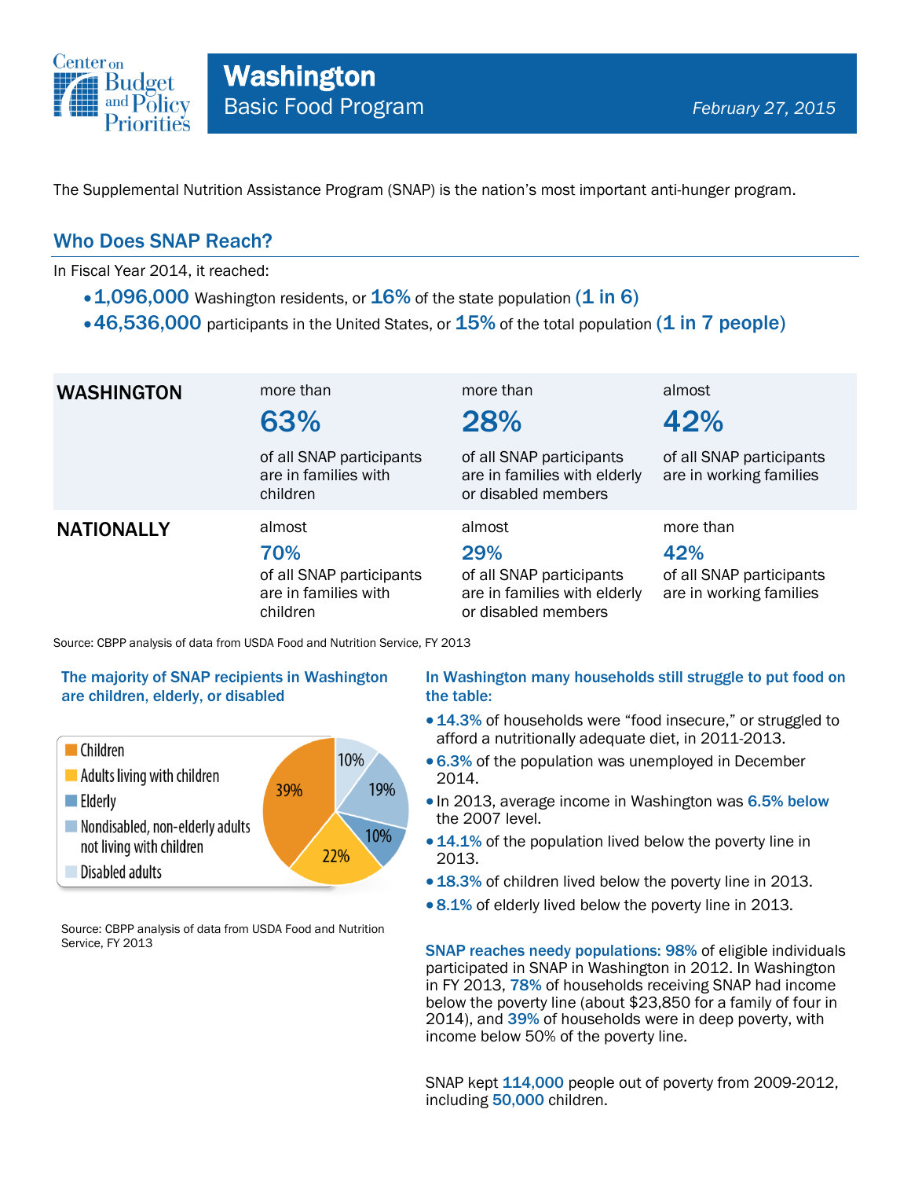# Washington

## Basic Food Program

*February 27, 2015*

The Supplemental Nutrition Assistance Program (SNAP) is the nation's most important anti-hunger program.

## Who Does SNAP Reach?

In Fiscal Year 2014, it reached:

- **1,096,000** Washington residents, or **16%** of the state population **(1 in 6)**
- **46,536,000** participants in the United States, or **15%** of the total population **(1 in 7 people)**

| | | | |
|---|---|---|---|
| **WASHINGTON** | more than **63%** of all SNAP participants are in families with children | more than **28%** of all SNAP participants are in families with elderly or disabled members | almost **42%** of all SNAP participants are in working families |
| **NATIONALLY** | almost **70%** of all SNAP participants are in families with children | almost **29%** of all SNAP participants are in families with elderly or disabled members | more than **42%** of all SNAP participants are in working families |

Source: CBPP analysis of data from USDA Food and Nutrition Service, FY 2013

### The majority of SNAP recipients in Washington are children, elderly, or disabled

| Category | Share |
|---|---|
| Children | 39% |
| Adults living with children | 22% |
| Elderly | 10% |
| Nondisabled, non-elderly adults not living with children | 19% |
| Disabled adults | 10% |

Source: CBPP analysis of data from USDA Food and Nutrition Service, FY 2013

### In Washington many households still struggle to put food on the table:

- **14.3%** of households were "food insecure," or struggled to afford a nutritionally adequate diet, in 2011-2013.
- **6.3%** of the population was unemployed in December 2014.
- In 2013, average income in Washington was **6.5% below** the 2007 level.
- **14.1%** of the population lived below the poverty line in 2013.
- **18.3%** of children lived below the poverty line in 2013.
- **8.1%** of elderly lived below the poverty line in 2013.

**SNAP reaches needy populations: 98%** of eligible individuals participated in SNAP in Washington in 2012. In Washington in FY 2013, **78%** of households receiving SNAP had income below the poverty line (about $23,850 for a family of four in 2014), and **39%** of households were in deep poverty, with income below 50% of the poverty line.

SNAP kept **114,000** people out of poverty from 2009-2012, including **50,000** children.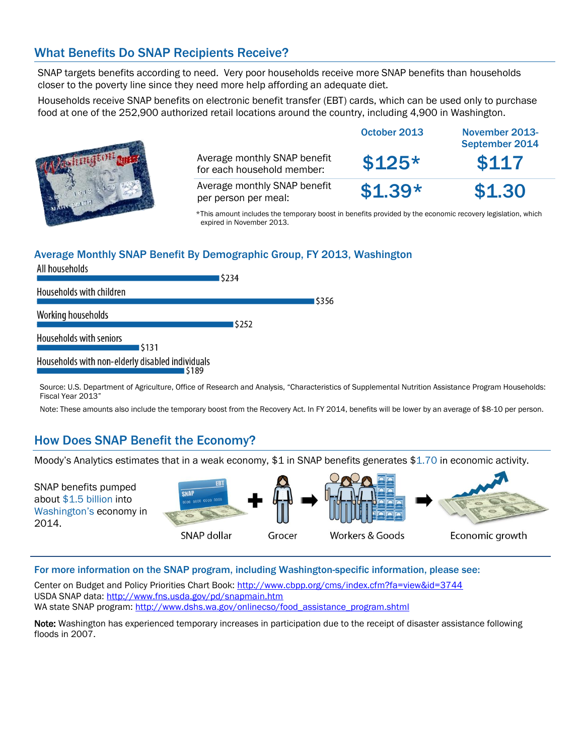## What Benefits Do SNAP Recipients Receive?

SNAP targets benefits according to need. Very poor households receive more SNAP benefits than households closer to the poverty line since they need more help affording an adequate diet.

Households receive SNAP benefits on electronic benefit transfer (EBT) cards, which can be used only to purchase food at one of the 252,900 authorized retail locations around the country, including 4,900 in Washington.

| | October 2013 | November 2013-September 2014 |
| --- | --- | --- |
| Average monthly SNAP benefit for each household member: | $125* | $117 |
| Average monthly SNAP benefit per person per meal: | $1.39* | $1.30 |

*This amount includes the temporary boost in benefits provided by the economic recovery legislation, which expired in November 2013.

### Average Monthly SNAP Benefit By Demographic Group, FY 2013, Washington

All households
$234
Households with children
$356
Working households
$252
Households with seniors
$131
Households with non-elderly disabled individuals
$189

Source: U.S. Department of Agriculture, Office of Research and Analysis, "Characteristics of Supplemental Nutrition Assistance Program Households: Fiscal Year 2013"

Note: These amounts also include the temporary boost from the Recovery Act. In FY 2014, benefits will be lower by an average of $8-10 per person.

## How Does SNAP Benefit the Economy?

Moody's Analytics estimates that in a weak economy, $1 in SNAP benefits generates $1.70 in economic activity.

SNAP benefits pumped about $1.5 billion into Washington's economy in 2014.

SNAP dollar + Grocer → Workers & Goods → Economic growth

### For more information on the SNAP program, including Washington-specific information, please see:

Center on Budget and Policy Priorities Chart Book: http://www.cbpp.org/cms/index.cfm?fa=view&id=3744
USDA SNAP data: http://www.fns.usda.gov/pd/snapmain.htm
WA state SNAP program: http://www.dshs.wa.gov/onlinecso/food_assistance_program.shtml

**Note:** Washington has experienced temporary increases in participation due to the receipt of disaster assistance following floods in 2007.